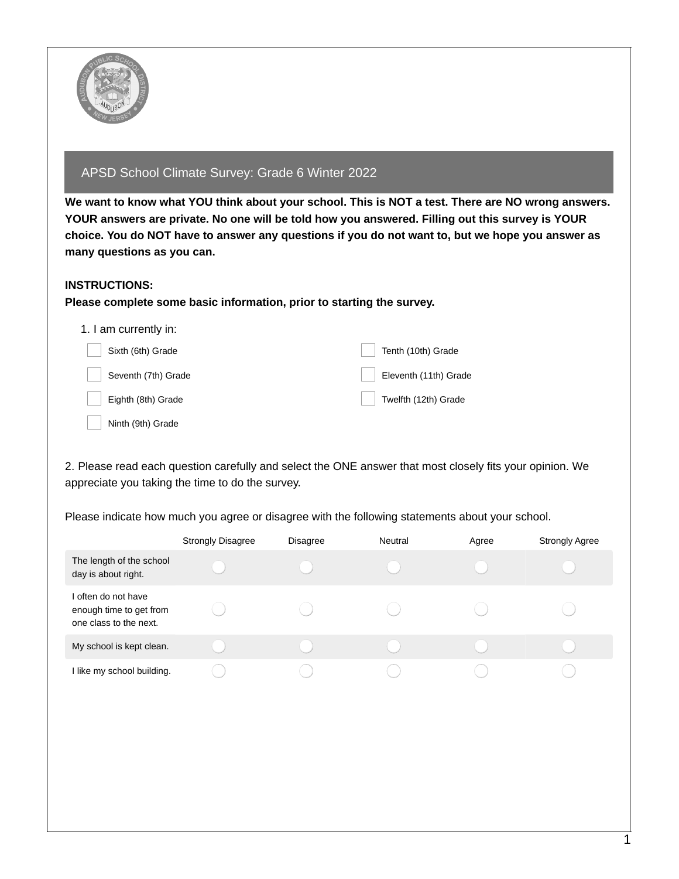## APSD School Climate Survey: Grade 6 Winter 2022

**We want to know what YOU think about your school. This is NOT a test. There are NO wrong answers. YOUR answers are private. No one will be told how you answered. Filling out this survey is YOUR choice. You do NOT have to answer any questions if you do not want to, but we hope you answer as many questions as you can.**

**INSTRUCTIONS:**
**Please complete some basic information, prior to starting the survey.**

1. I am currently in:

- [ ] Sixth (6th) Grade
- [ ] Seventh (7th) Grade
- [ ] Eighth (8th) Grade
- [ ] Ninth (9th) Grade
- [ ] Tenth (10th) Grade
- [ ] Eleventh (11th) Grade
- [ ] Twelfth (12th) Grade

2. Please read each question carefully and select the ONE answer that most closely fits your opinion. We appreciate you taking the time to do the survey.

Please indicate how much you agree or disagree with the following statements about your school.

| | Strongly Disagree | Disagree | Neutral | Agree | Strongly Agree |
|---|---|---|---|---|---|
| The length of the school day is about right. | ◯ | ◯ | ◯ | ◯ | ◯ |
| I often do not have enough time to get from one class to the next. | ◯ | ◯ | ◯ | ◯ | ◯ |
| My school is kept clean. | ◯ | ◯ | ◯ | ◯ | ◯ |
| I like my school building. | ◯ | ◯ | ◯ | ◯ | ◯ |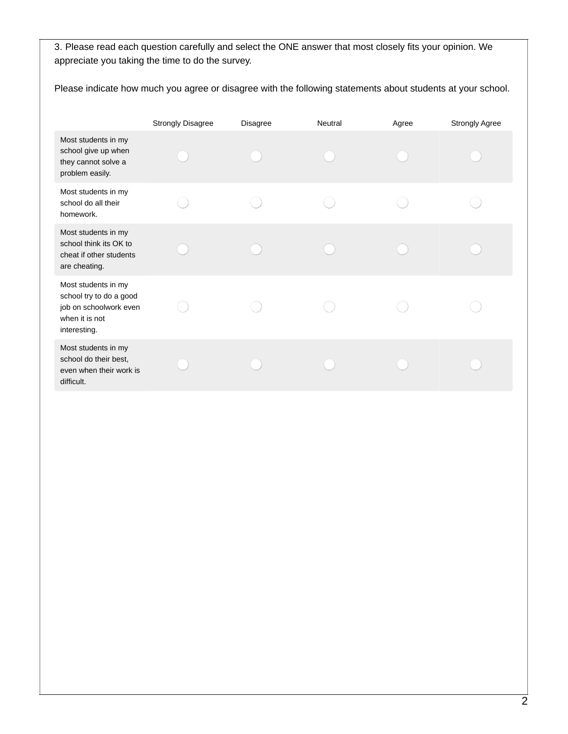3. Please read each question carefully and select the ONE answer that most closely fits your opinion. We appreciate you taking the time to do the survey.

Please indicate how much you agree or disagree with the following statements about students at your school.

| | Strongly Disagree | Disagree | Neutral | Agree | Strongly Agree |
|---|---|---|---|---|---|
| Most students in my school give up when they cannot solve a problem easily. | ○ | ○ | ○ | ○ | ○ |
| Most students in my school do all their homework. | ○ | ○ | ○ | ○ | ○ |
| Most students in my school think its OK to cheat if other students are cheating. | ○ | ○ | ○ | ○ | ○ |
| Most students in my school try to do a good job on schoolwork even when it is not interesting. | ○ | ○ | ○ | ○ | ○ |
| Most students in my school do their best, even when their work is difficult. | ○ | ○ | ○ | ○ | ○ |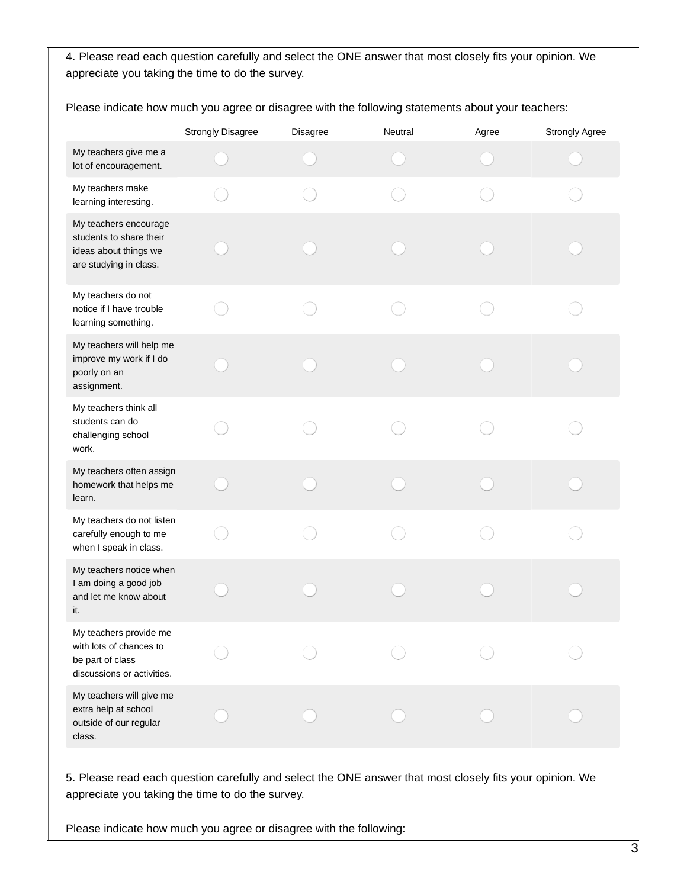4. Please read each question carefully and select the ONE answer that most closely fits your opinion. We appreciate you taking the time to do the survey.

Please indicate how much you agree or disagree with the following statements about your teachers:

| | Strongly Disagree | Disagree | Neutral | Agree | Strongly Agree |
|---|---|---|---|---|---|
| My teachers give me a lot of encouragement. | ◯ | ◯ | ◯ | ◯ | ◯ |
| My teachers make learning interesting. | ◯ | ◯ | ◯ | ◯ | ◯ |
| My teachers encourage students to share their ideas about things we are studying in class. | ◯ | ◯ | ◯ | ◯ | ◯ |
| My teachers do not notice if I have trouble learning something. | ◯ | ◯ | ◯ | ◯ | ◯ |
| My teachers will help me improve my work if I do poorly on an assignment. | ◯ | ◯ | ◯ | ◯ | ◯ |
| My teachers think all students can do challenging school work. | ◯ | ◯ | ◯ | ◯ | ◯ |
| My teachers often assign homework that helps me learn. | ◯ | ◯ | ◯ | ◯ | ◯ |
| My teachers do not listen carefully enough to me when I speak in class. | ◯ | ◯ | ◯ | ◯ | ◯ |
| My teachers notice when I am doing a good job and let me know about it. | ◯ | ◯ | ◯ | ◯ | ◯ |
| My teachers provide me with lots of chances to be part of class discussions or activities. | ◯ | ◯ | ◯ | ◯ | ◯ |
| My teachers will give me extra help at school outside of our regular class. | ◯ | ◯ | ◯ | ◯ | ◯ |

5. Please read each question carefully and select the ONE answer that most closely fits your opinion. We appreciate you taking the time to do the survey.

Please indicate how much you agree or disagree with the following: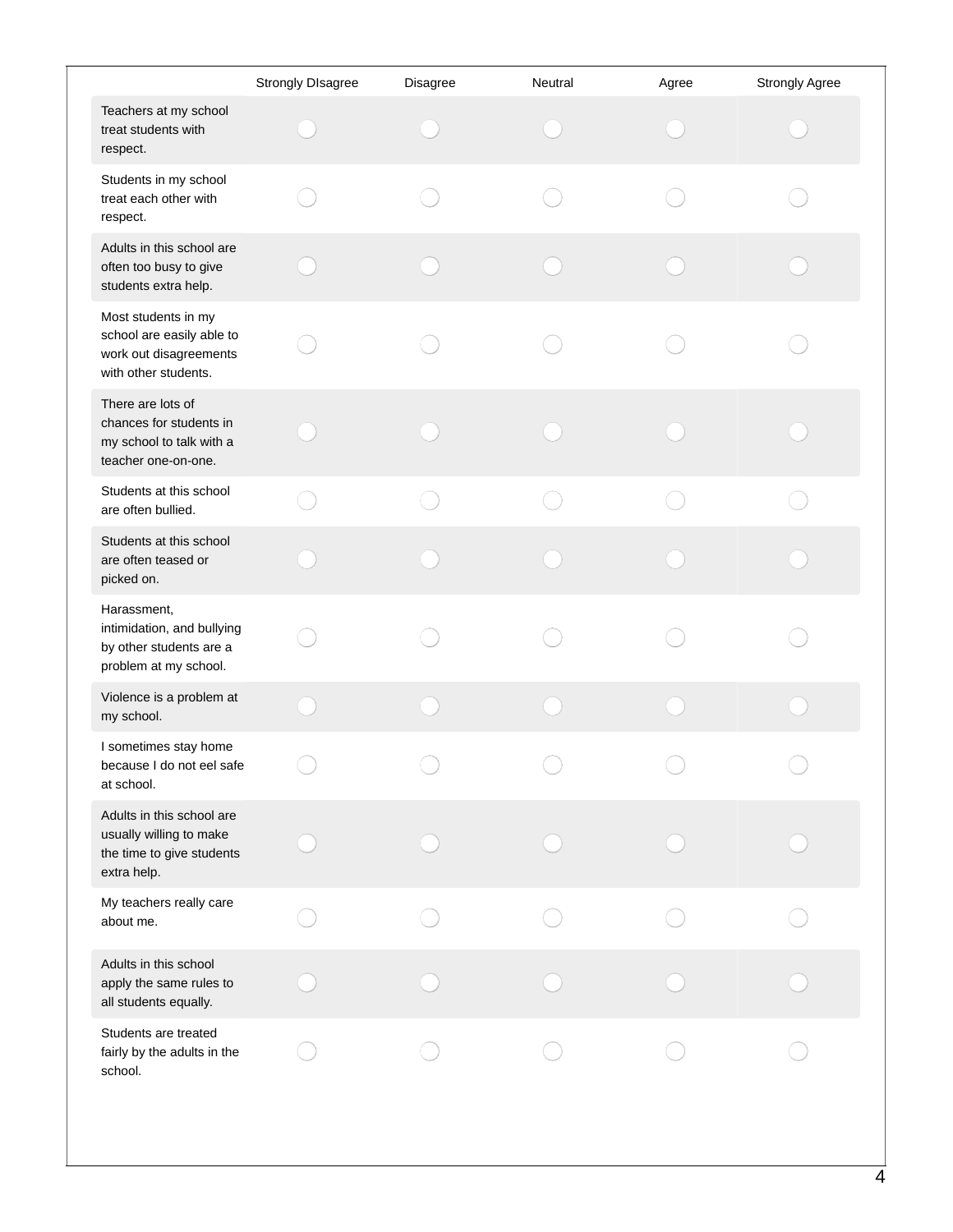| | Strongly DIsagree | Disagree | Neutral | Agree | Strongly Agree |
|---|---|---|---|---|---|
| Teachers at my school treat students with respect. | ◯ | ◯ | ◯ | ◯ | ◯ |
| Students in my school treat each other with respect. | ◯ | ◯ | ◯ | ◯ | ◯ |
| Adults in this school are often too busy to give students extra help. | ◯ | ◯ | ◯ | ◯ | ◯ |
| Most students in my school are easily able to work out disagreements with other students. | ◯ | ◯ | ◯ | ◯ | ◯ |
| There are lots of chances for students in my school to talk with a teacher one-on-one. | ◯ | ◯ | ◯ | ◯ | ◯ |
| Students at this school are often bullied. | ◯ | ◯ | ◯ | ◯ | ◯ |
| Students at this school are often teased or picked on. | ◯ | ◯ | ◯ | ◯ | ◯ |
| Harassment, intimidation, and bullying by other students are a problem at my school. | ◯ | ◯ | ◯ | ◯ | ◯ |
| Violence is a problem at my school. | ◯ | ◯ | ◯ | ◯ | ◯ |
| I sometimes stay home because I do not eel safe at school. | ◯ | ◯ | ◯ | ◯ | ◯ |
| Adults in this school are usually willing to make the time to give students extra help. | ◯ | ◯ | ◯ | ◯ | ◯ |
| My teachers really care about me. | ◯ | ◯ | ◯ | ◯ | ◯ |
| Adults in this school apply the same rules to all students equally. | ◯ | ◯ | ◯ | ◯ | ◯ |
| Students are treated fairly by the adults in the school. | ◯ | ◯ | ◯ | ◯ | ◯ |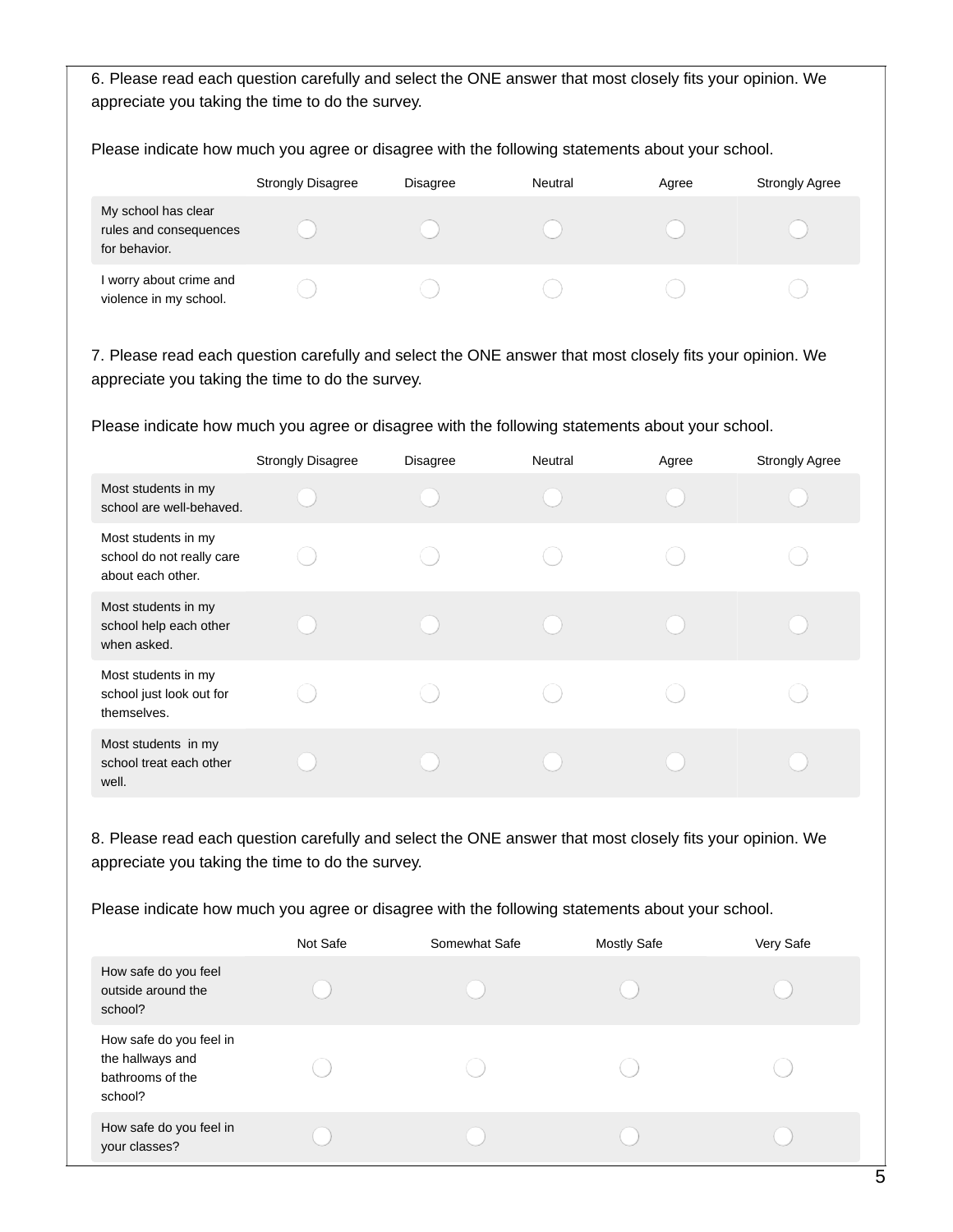6. Please read each question carefully and select the ONE answer that most closely fits your opinion. We appreciate you taking the time to do the survey.

Please indicate how much you agree or disagree with the following statements about your school.

| | Strongly Disagree | Disagree | Neutral | Agree | Strongly Agree |
|---|---|---|---|---|---|
| My school has clear rules and consequences for behavior. | ◯ | ◯ | ◯ | ◯ | ◯ |
| I worry about crime and violence in my school. | ◯ | ◯ | ◯ | ◯ | ◯ |

7. Please read each question carefully and select the ONE answer that most closely fits your opinion. We appreciate you taking the time to do the survey.

Please indicate how much you agree or disagree with the following statements about your school.

| | Strongly Disagree | Disagree | Neutral | Agree | Strongly Agree |
|---|---|---|---|---|---|
| Most students in my school are well-behaved. | ◯ | ◯ | ◯ | ◯ | ◯ |
| Most students in my school do not really care about each other. | ◯ | ◯ | ◯ | ◯ | ◯ |
| Most students in my school help each other when asked. | ◯ | ◯ | ◯ | ◯ | ◯ |
| Most students in my school just look out for themselves. | ◯ | ◯ | ◯ | ◯ | ◯ |
| Most students in my school treat each other well. | ◯ | ◯ | ◯ | ◯ | ◯ |

8. Please read each question carefully and select the ONE answer that most closely fits your opinion. We appreciate you taking the time to do the survey.

Please indicate how much you agree or disagree with the following statements about your school.

| | Not Safe | Somewhat Safe | Mostly Safe | Very Safe |
|---|---|---|---|---|
| How safe do you feel outside around the school? | ◯ | ◯ | ◯ | ◯ |
| How safe do you feel in the hallways and bathrooms of the school? | ◯ | ◯ | ◯ | ◯ |
| How safe do you feel in your classes? | ◯ | ◯ | ◯ | ◯ |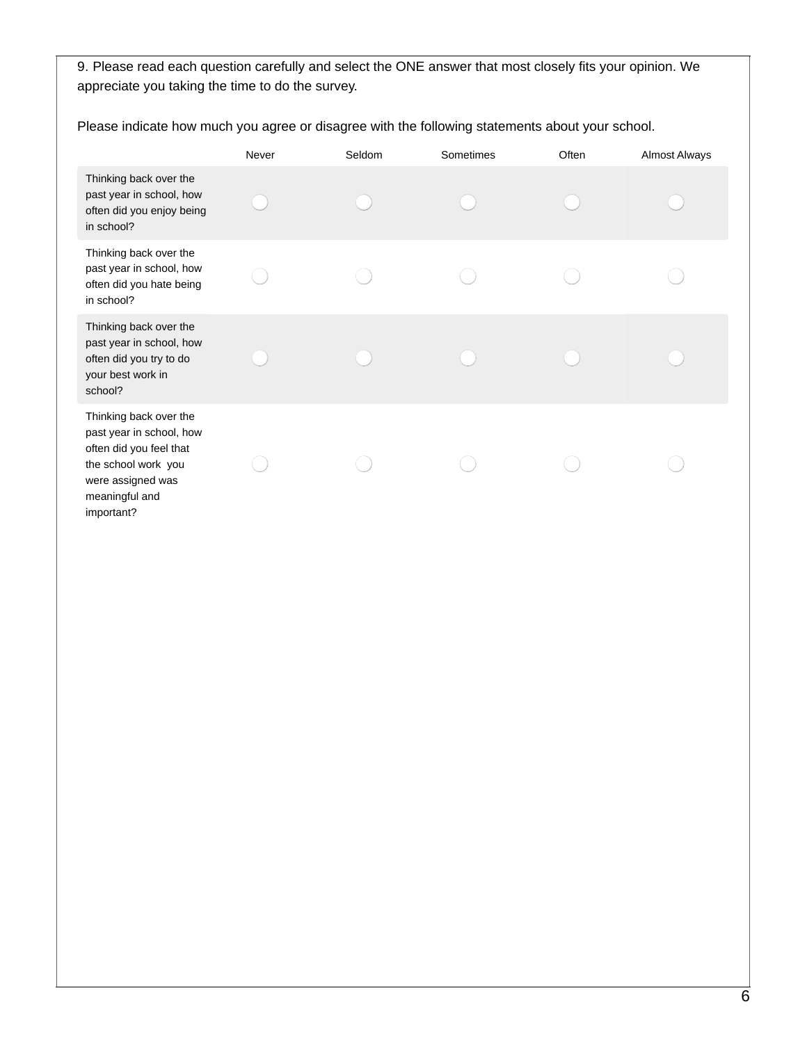9. Please read each question carefully and select the ONE answer that most closely fits your opinion. We appreciate you taking the time to do the survey.

Please indicate how much you agree or disagree with the following statements about your school.

| | Never | Seldom | Sometimes | Often | Almost Always |
|---|---|---|---|---|---|
| Thinking back over the past year in school, how often did you enjoy being in school? | ◯ | ◯ | ◯ | ◯ | ◯ |
| Thinking back over the past year in school, how often did you hate being in school? | ◯ | ◯ | ◯ | ◯ | ◯ |
| Thinking back over the past year in school, how often did you try to do your best work in school? | ◯ | ◯ | ◯ | ◯ | ◯ |
| Thinking back over the past year in school, how often did you feel that the school work you were assigned was meaningful and important? | ◯ | ◯ | ◯ | ◯ | ◯ |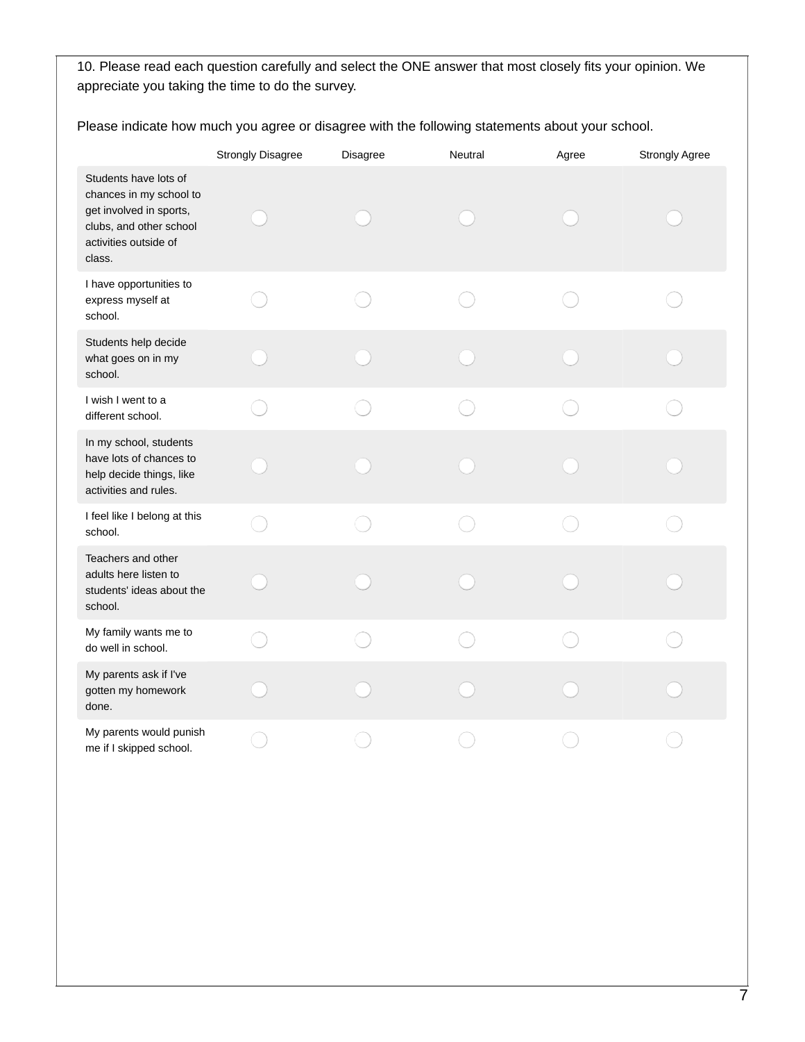10. Please read each question carefully and select the ONE answer that most closely fits your opinion. We appreciate you taking the time to do the survey.

Please indicate how much you agree or disagree with the following statements about your school.

| | Strongly Disagree | Disagree | Neutral | Agree | Strongly Agree |
|---|---|---|---|---|---|
| Students have lots of chances in my school to get involved in sports, clubs, and other school activities outside of class. | ○ | ○ | ○ | ○ | ○ |
| I have opportunities to express myself at school. | ○ | ○ | ○ | ○ | ○ |
| Students help decide what goes on in my school. | ○ | ○ | ○ | ○ | ○ |
| I wish I went to a different school. | ○ | ○ | ○ | ○ | ○ |
| In my school, students have lots of chances to help decide things, like activities and rules. | ○ | ○ | ○ | ○ | ○ |
| I feel like I belong at this school. | ○ | ○ | ○ | ○ | ○ |
| Teachers and other adults here listen to students' ideas about the school. | ○ | ○ | ○ | ○ | ○ |
| My family wants me to do well in school. | ○ | ○ | ○ | ○ | ○ |
| My parents ask if I've gotten my homework done. | ○ | ○ | ○ | ○ | ○ |
| My parents would punish me if I skipped school. | ○ | ○ | ○ | ○ | ○ |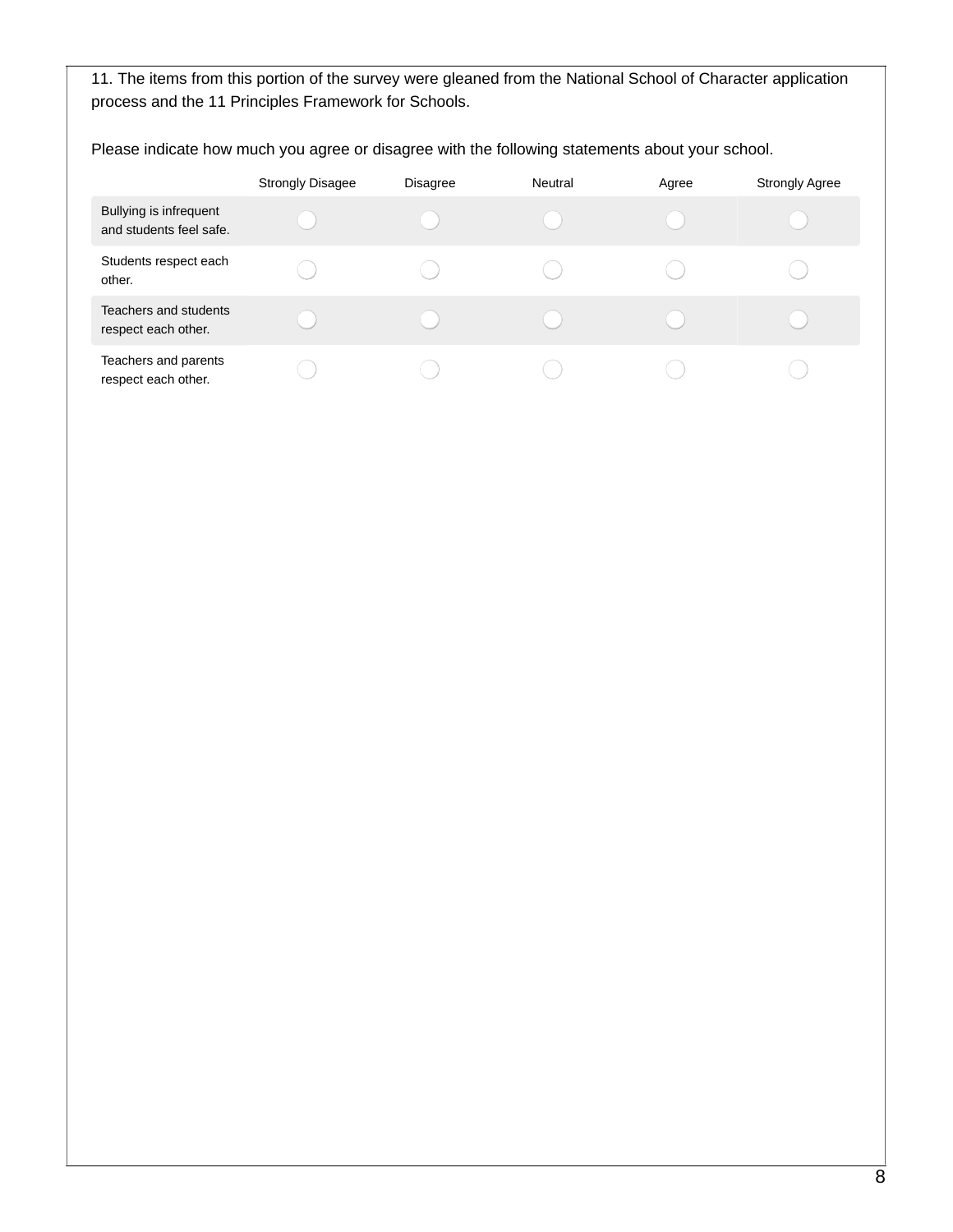11. The items from this portion of the survey were gleaned from the National School of Character application process and the 11 Principles Framework for Schools.

Please indicate how much you agree or disagree with the following statements about your school.

| | Strongly Disagee | Disagree | Neutral | Agree | Strongly Agree |
|---|---|---|---|---|---|
| Bullying is infrequent and students feel safe. | ◯ | ◯ | ◯ | ◯ | ◯ |
| Students respect each other. | ◯ | ◯ | ◯ | ◯ | ◯ |
| Teachers and students respect each other. | ◯ | ◯ | ◯ | ◯ | ◯ |
| Teachers and parents respect each other. | ◯ | ◯ | ◯ | ◯ | ◯ |